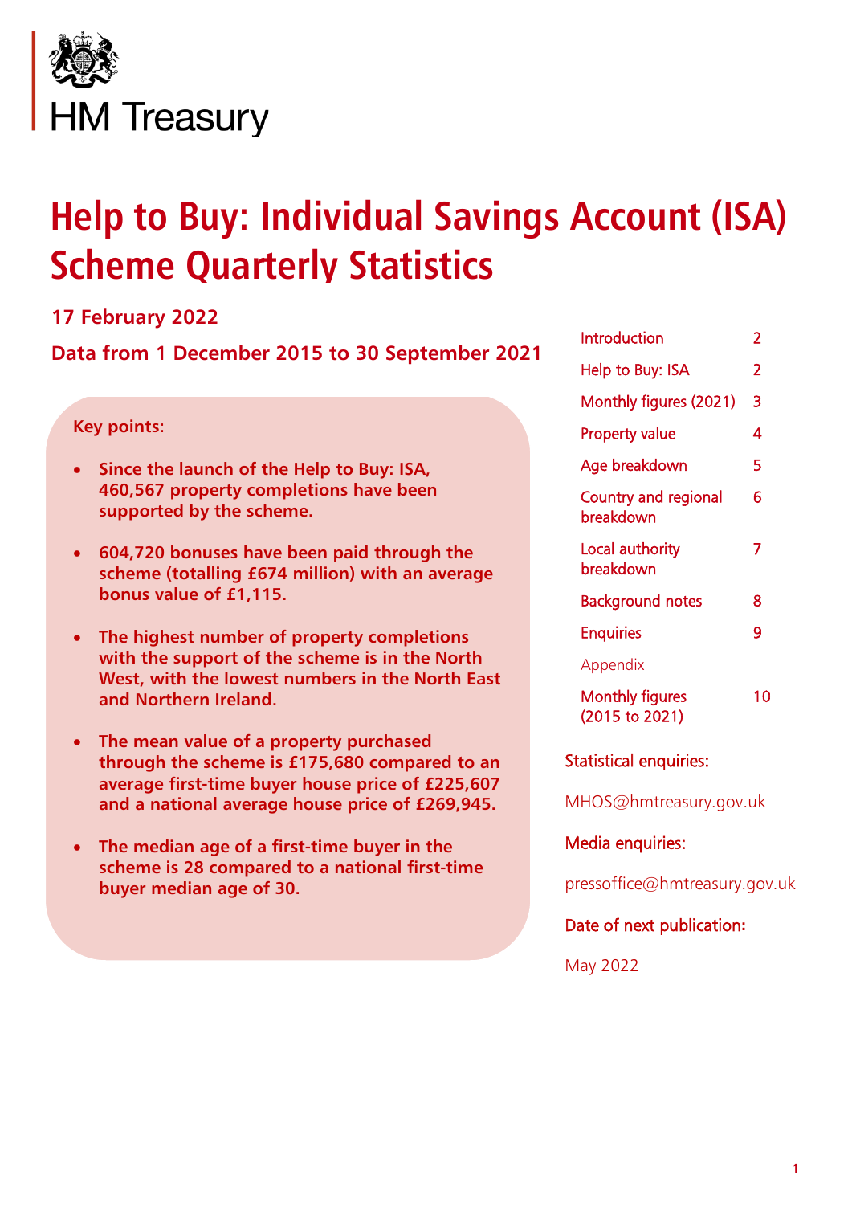HM Treasury

# Help to Buy: Individual Savings Account (ISA) Scheme Quarterly Statistics

**17 February 2022**

**Data from 1 December 2015 to 30 September 2021**

**Key points:**

- **Since the launch of the Help to Buy: ISA, 460,567 property completions have been supported by the scheme.**
- **604,720 bonuses have been paid through the scheme (totalling £674 million) with an average bonus value of £1,115.**
- **The highest number of property completions with the support of the scheme is in the North West, with the lowest numbers in the North East and Northern Ireland.**
- **The mean value of a property purchased through the scheme is £175,680 compared to an average first-time buyer house price of £225,607 and a national average house price of £269,945.**
- **The median age of a first-time buyer in the scheme is 28 compared to a national first-time buyer median age of 30.**

| | |
|---|---|
| Introduction | 2 |
| Help to Buy: ISA | 2 |
| Monthly figures (2021) | 3 |
| Property value | 4 |
| Age breakdown | 5 |
| Country and regional breakdown | 6 |
| Local authority breakdown | 7 |
| Background notes | 8 |
| Enquiries | 9 |
| Appendix | |
| Monthly figures (2015 to 2021) | 10 |

Statistical enquiries:

MHOS@hmtreasury.gov.uk

Media enquiries:

pressoffice@hmtreasury.gov.uk

Date of next publication:

May 2022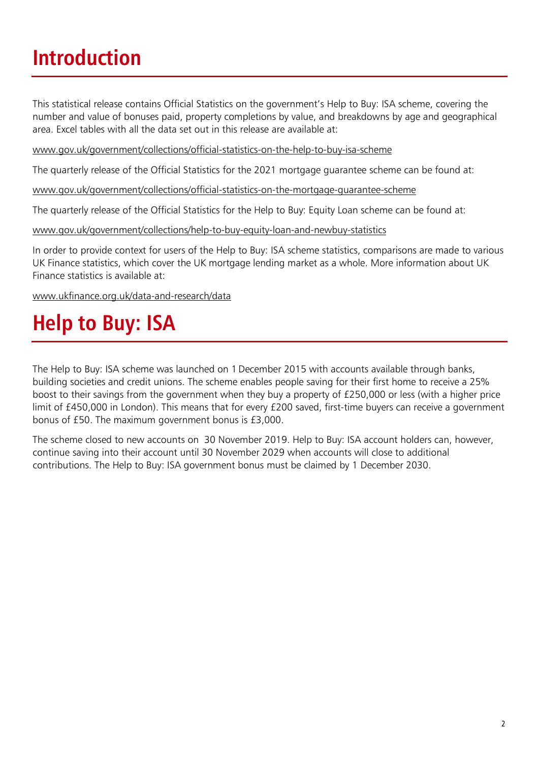# Introduction

This statistical release contains Official Statistics on the government's Help to Buy: ISA scheme, covering the number and value of bonuses paid, property completions by value, and breakdowns by age and geographical area. Excel tables with all the data set out in this release are available at:

www.gov.uk/government/collections/official-statistics-on-the-help-to-buy-isa-scheme

The quarterly release of the Official Statistics for the 2021 mortgage guarantee scheme can be found at:

www.gov.uk/government/collections/official-statistics-on-the-mortgage-guarantee-scheme

The quarterly release of the Official Statistics for the Help to Buy: Equity Loan scheme can be found at:

www.gov.uk/government/collections/help-to-buy-equity-loan-and-newbuy-statistics

In order to provide context for users of the Help to Buy: ISA scheme statistics, comparisons are made to various UK Finance statistics, which cover the UK mortgage lending market as a whole. More information about UK Finance statistics is available at:

www.ukfinance.org.uk/data-and-research/data

# Help to Buy: ISA

The Help to Buy: ISA scheme was launched on 1 December 2015 with accounts available through banks, building societies and credit unions. The scheme enables people saving for their first home to receive a 25% boost to their savings from the government when they buy a property of £250,000 or less (with a higher price limit of £450,000 in London). This means that for every £200 saved, first-time buyers can receive a government bonus of £50. The maximum government bonus is £3,000.

The scheme closed to new accounts on 30 November 2019. Help to Buy: ISA account holders can, however, continue saving into their account until 30 November 2029 when accounts will close to additional contributions. The Help to Buy: ISA government bonus must be claimed by 1 December 2030.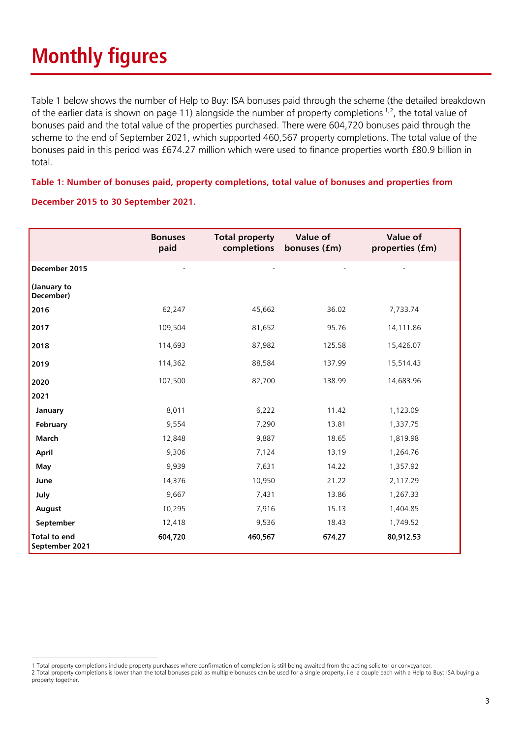# Monthly figures

Table 1 below shows the number of Help to Buy: ISA bonuses paid through the scheme (the detailed breakdown of the earlier data is shown on page 11) alongside the number of property completions [1,2], the total value of bonuses paid and the total value of the properties purchased. There were 604,720 bonuses paid through the scheme to the end of September 2021, which supported 460,567 property completions. The total value of the bonuses paid in this period was £674.27 million which were used to finance properties worth £80.9 billion in total.

**Table 1: Number of bonuses paid, property completions, total value of bonuses and properties from December 2015 to 30 September 2021.**

| | Bonuses paid | Total property completions | Value of bonuses (£m) | Value of properties (£m) |
|---|---|---|---|---|
| **December 2015** | - | - | - | - |
| **(January to December)** | | | | |
| **2016** | 62,247 | 45,662 | 36.02 | 7,733.74 |
| **2017** | 109,504 | 81,652 | 95.76 | 14,111.86 |
| **2018** | 114,693 | 87,982 | 125.58 | 15,426.07 |
| **2019** | 114,362 | 88,584 | 137.99 | 15,514.43 |
| **2020** | 107,500 | 82,700 | 138.99 | 14,683.96 |
| **2021** | | | | |
| **January** | 8,011 | 6,222 | 11.42 | 1,123.09 |
| **February** | 9,554 | 7,290 | 13.81 | 1,337.75 |
| **March** | 12,848 | 9,887 | 18.65 | 1,819.98 |
| **April** | 9,306 | 7,124 | 13.19 | 1,264.76 |
| **May** | 9,939 | 7,631 | 14.22 | 1,357.92 |
| **June** | 14,376 | 10,950 | 21.22 | 2,117.29 |
| **July** | 9,667 | 7,431 | 13.86 | 1,267.33 |
| **August** | 10,295 | 7,916 | 15.13 | 1,404.85 |
| **September** | 12,418 | 9,536 | 18.43 | 1,749.52 |
| **Total to end September 2021** | **604,720** | **460,567** | **674.27** | **80,912.53** |

1 Total property completions include property purchases where confirmation of completion is still being awaited from the acting solicitor or conveyancer.

2 Total property completions is lower than the total bonuses paid as multiple bonuses can be used for a single property, i.e. a couple each with a Help to Buy: ISA buying a property together.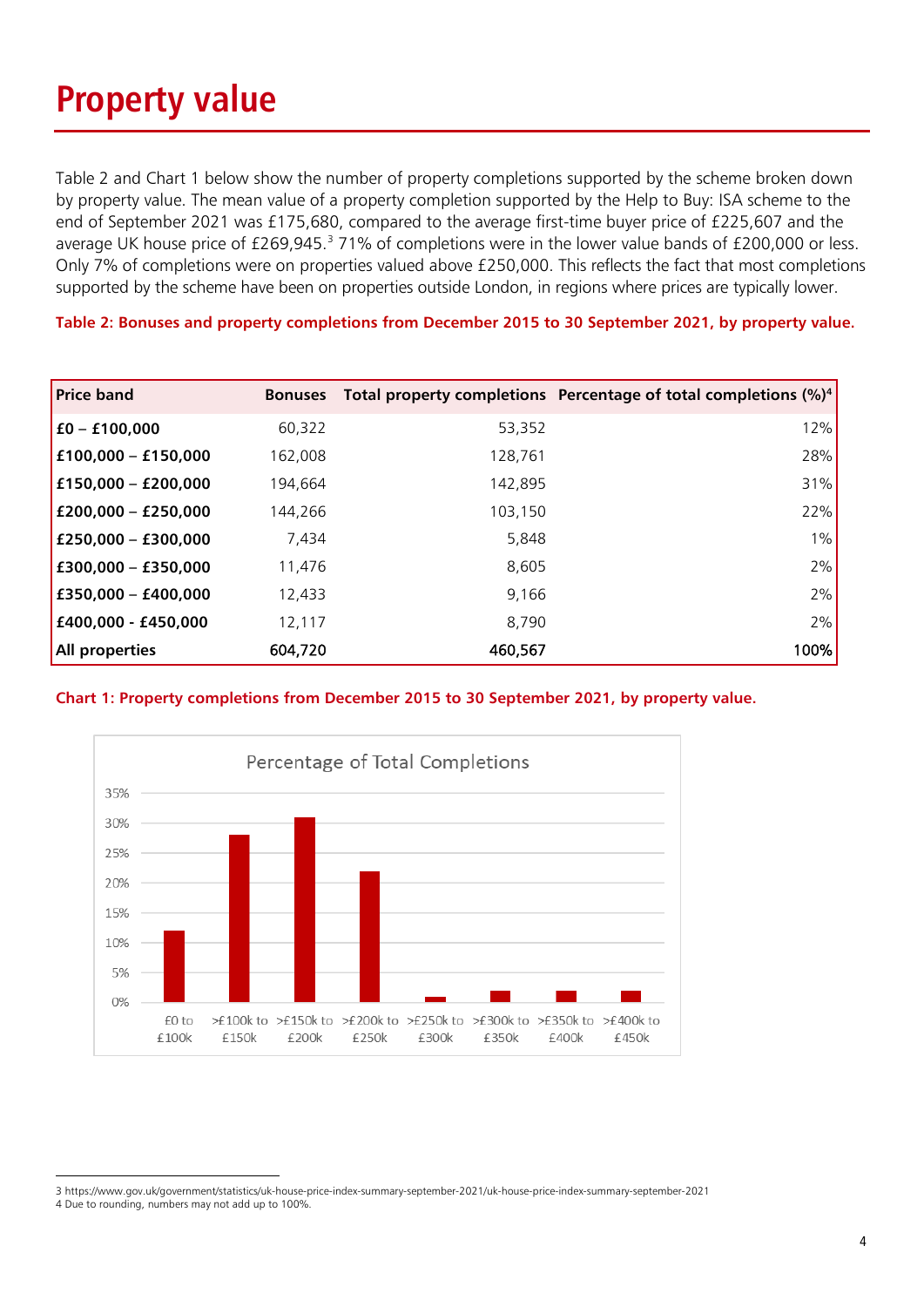# Property value

Table 2 and Chart 1 below show the number of property completions supported by the scheme broken down by property value. The mean value of a property completion supported by the Help to Buy: ISA scheme to the end of September 2021 was £175,680, compared to the average first-time buyer price of £225,607 and the average UK house price of £269,945.[3] 71% of completions were in the lower value bands of £200,000 or less. Only 7% of completions were on properties valued above £250,000. This reflects the fact that most completions supported by the scheme have been on properties outside London, in regions where prices are typically lower.

**Table 2: Bonuses and property completions from December 2015 to 30 September 2021, by property value.**

| Price band | Bonuses | Total property completions | Percentage of total completions (%)[4] |
|---|---:|---:|---:|
| **£0 – £100,000** | 60,322 | 53,352 | 12% |
| **£100,000 – £150,000** | 162,008 | 128,761 | 28% |
| **£150,000 – £200,000** | 194,664 | 142,895 | 31% |
| **£200,000 – £250,000** | 144,266 | 103,150 | 22% |
| **£250,000 – £300,000** | 7,434 | 5,848 | 1% |
| **£300,000 – £350,000** | 11,476 | 8,605 | 2% |
| **£350,000 – £400,000** | 12,433 | 9,166 | 2% |
| **£400,000 - £450,000** | 12,117 | 8,790 | 2% |
| **All properties** | **604,720** | **460,567** | **100%** |

**Chart 1: Property completions from December 2015 to 30 September 2021, by property value.**

Percentage of Total Completions

| Price band | Percentage |
|---|---:|
| £0 to £100k | 12% |
| >£100k to £150k | 28% |
| >£150k to £200k | 31% |
| >£200k to £250k | 22% |
| >£250k to £300k | 1% |
| >£300k to £350k | 2% |
| >£350k to £400k | 2% |
| >£400k to £450k | 2% |

3 https://www.gov.uk/government/statistics/uk-house-price-index-summary-september-2021/uk-house-price-index-summary-september-2021

4 Due to rounding, numbers may not add up to 100%.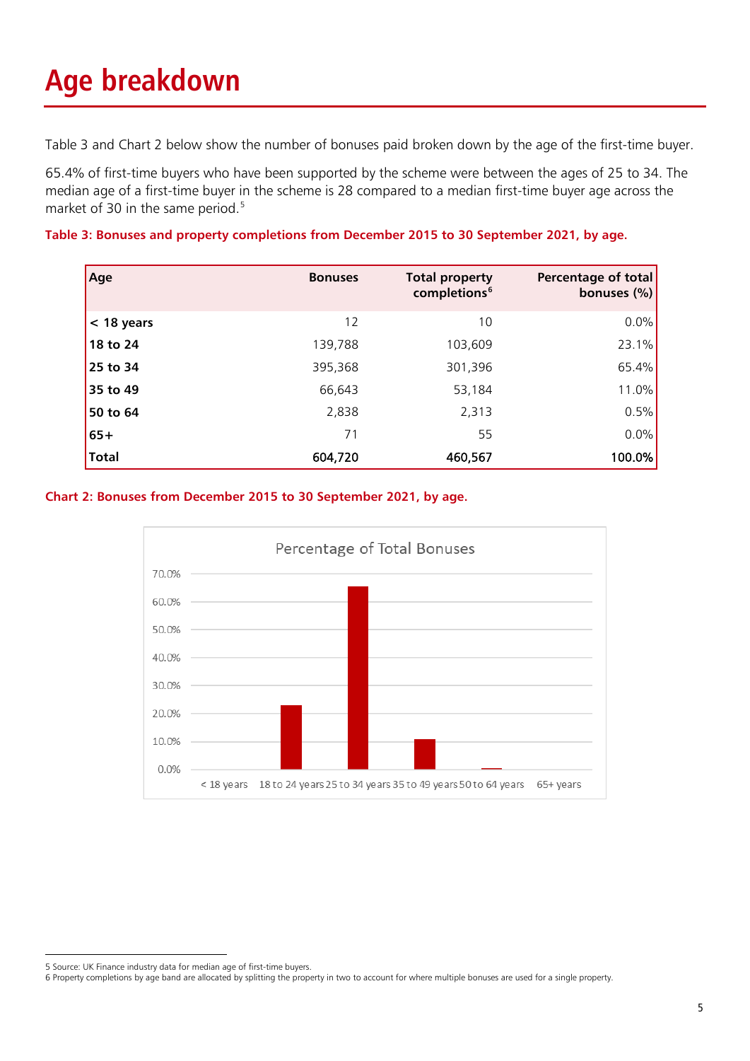# Age breakdown

Table 3 and Chart 2 below show the number of bonuses paid broken down by the age of the first-time buyer.

65.4% of first-time buyers who have been supported by the scheme were between the ages of 25 to 34. The median age of a first-time buyer in the scheme is 28 compared to a median first-time buyer age across the market of 30 in the same period.[5]

**Table 3: Bonuses and property completions from December 2015 to 30 September 2021, by age.**

| Age | Bonuses | Total property completions[6] | Percentage of total bonuses (%) |
|---|---|---|---|
| **< 18 years** | 12 | 10 | 0.0% |
| **18 to 24** | 139,788 | 103,609 | 23.1% |
| **25 to 34** | 395,368 | 301,396 | 65.4% |
| **35 to 49** | 66,643 | 53,184 | 11.0% |
| **50 to 64** | 2,838 | 2,313 | 0.5% |
| **65+** | 71 | 55 | 0.0% |
| **Total** | **604,720** | **460,567** | **100.0%** |

**Chart 2: Bonuses from December 2015 to 30 September 2021, by age.**

Percentage of Total Bonuses

| Age | Percentage of Total Bonuses |
|---|---|
| < 18 years | 0.0% |
| 18 to 24 years | 23.1% |
| 25 to 34 years | 65.4% |
| 35 to 49 years | 11.0% |
| 50 to 64 years | 0.5% |
| 65+ years | 0.0% |

5 Source: UK Finance industry data for median age of first-time buyers.
6 Property completions by age band are allocated by splitting the property in two to account for where multiple bonuses are used for a single property.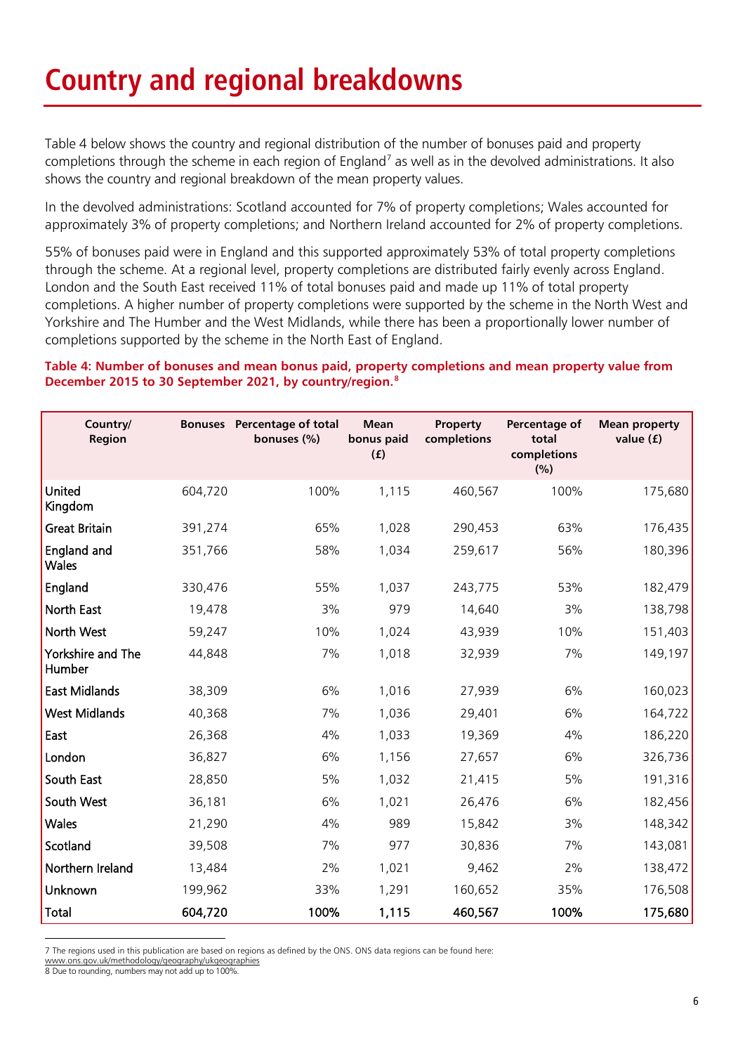# Country and regional breakdowns

Table 4 below shows the country and regional distribution of the number of bonuses paid and property completions through the scheme in each region of England[7] as well as in the devolved administrations. It also shows the country and regional breakdown of the mean property values.

In the devolved administrations: Scotland accounted for 7% of property completions; Wales accounted for approximately 3% of property completions; and Northern Ireland accounted for 2% of property completions.

55% of bonuses paid were in England and this supported approximately 53% of total property completions through the scheme. At a regional level, property completions are distributed fairly evenly across England. London and the South East received 11% of total bonuses paid and made up 11% of total property completions. A higher number of property completions were supported by the scheme in the North West and Yorkshire and The Humber and the West Midlands, while there has been a proportionally lower number of completions supported by the scheme in the North East of England.

**Table 4: Number of bonuses and mean bonus paid, property completions and mean property value from December 2015 to 30 September 2021, by country/region.[8]**

| Country/ Region | Bonuses | Percentage of total bonuses (%) | Mean bonus paid (£) | Property completions | Percentage of total completions (%) | Mean property value (£) |
|---|---|---|---|---|---|---|
| United Kingdom | 604,720 | 100% | 1,115 | 460,567 | 100% | 175,680 |
| Great Britain | 391,274 | 65% | 1,028 | 290,453 | 63% | 176,435 |
| England and Wales | 351,766 | 58% | 1,034 | 259,617 | 56% | 180,396 |
| England | 330,476 | 55% | 1,037 | 243,775 | 53% | 182,479 |
| North East | 19,478 | 3% | 979 | 14,640 | 3% | 138,798 |
| North West | 59,247 | 10% | 1,024 | 43,939 | 10% | 151,403 |
| Yorkshire and The Humber | 44,848 | 7% | 1,018 | 32,939 | 7% | 149,197 |
| East Midlands | 38,309 | 6% | 1,016 | 27,939 | 6% | 160,023 |
| West Midlands | 40,368 | 7% | 1,036 | 29,401 | 6% | 164,722 |
| East | 26,368 | 4% | 1,033 | 19,369 | 4% | 186,220 |
| London | 36,827 | 6% | 1,156 | 27,657 | 6% | 326,736 |
| South East | 28,850 | 5% | 1,032 | 21,415 | 5% | 191,316 |
| South West | 36,181 | 6% | 1,021 | 26,476 | 6% | 182,456 |
| Wales | 21,290 | 4% | 989 | 15,842 | 3% | 148,342 |
| Scotland | 39,508 | 7% | 977 | 30,836 | 7% | 143,081 |
| Northern Ireland | 13,484 | 2% | 1,021 | 9,462 | 2% | 138,472 |
| Unknown | 199,962 | 33% | 1,291 | 160,652 | 35% | 176,508 |
| **Total** | **604,720** | **100%** | **1,115** | **460,567** | **100%** | **175,680** |

7 The regions used in this publication are based on regions as defined by the ONS. ONS data regions can be found here: www.ons.gov.uk/methodology/geography/ukgeographies

8 Due to rounding, numbers may not add up to 100%.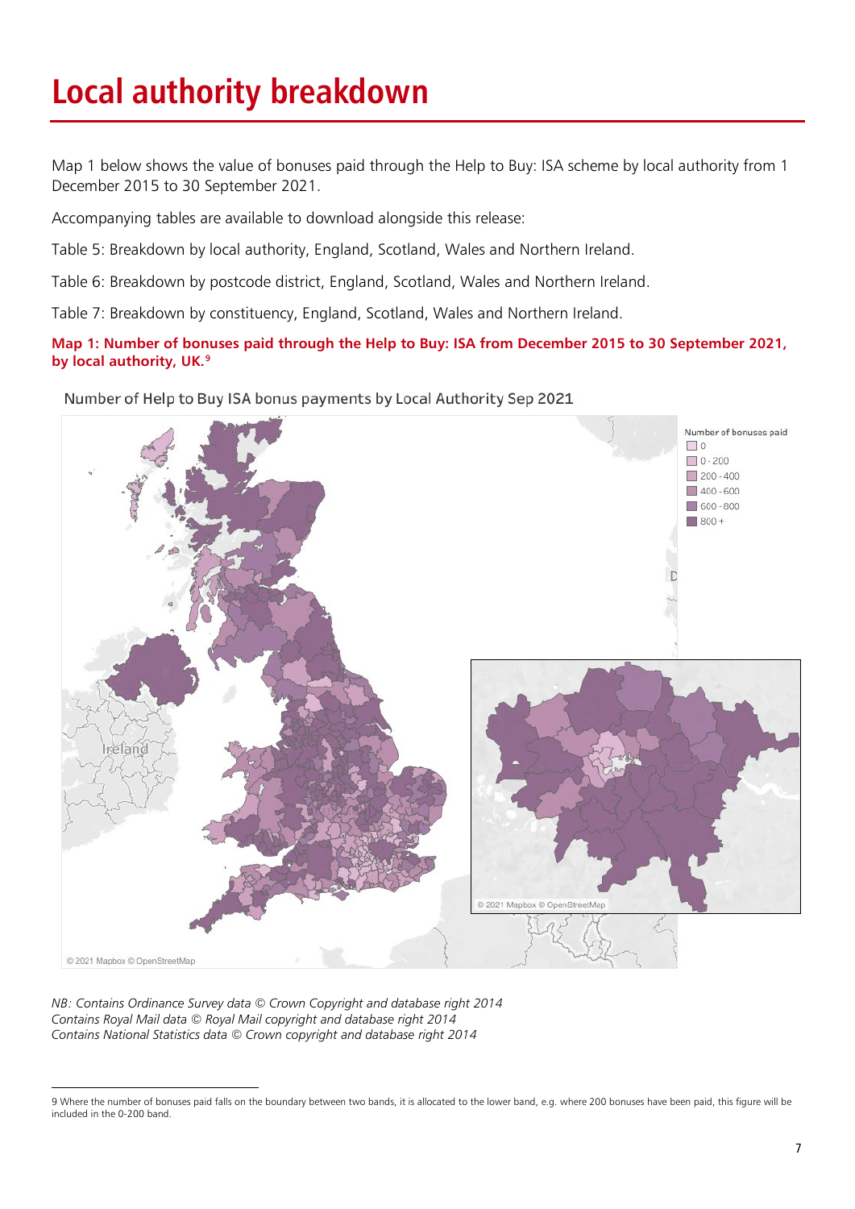# Local authority breakdown

Map 1 below shows the value of bonuses paid through the Help to Buy: ISA scheme by local authority from 1 December 2015 to 30 September 2021.

Accompanying tables are available to download alongside this release:

Table 5: Breakdown by local authority, England, Scotland, Wales and Northern Ireland.

Table 6: Breakdown by postcode district, England, Scotland, Wales and Northern Ireland.

Table 7: Breakdown by constituency, England, Scotland, Wales and Northern Ireland.

**Map 1: Number of bonuses paid through the Help to Buy: ISA from December 2015 to 30 September 2021, by local authority, UK.**[9]

Number of Help to Buy ISA bonus payments by Local Authority Sep 2021

Number of bonuses paid
- 0
- 0 - 200
- 200 - 400
- 400 - 600
- 600 - 800
- 800 +

© 2021 Mapbox © OpenStreetMap

*NB: Contains Ordinance Survey data © Crown Copyright and database right 2014*
*Contains Royal Mail data © Royal Mail copyright and database right 2014*
*Contains National Statistics data © Crown copyright and database right 2014*

---

9 Where the number of bonuses paid falls on the boundary between two bands, it is allocated to the lower band, e.g. where 200 bonuses have been paid, this figure will be included in the 0-200 band.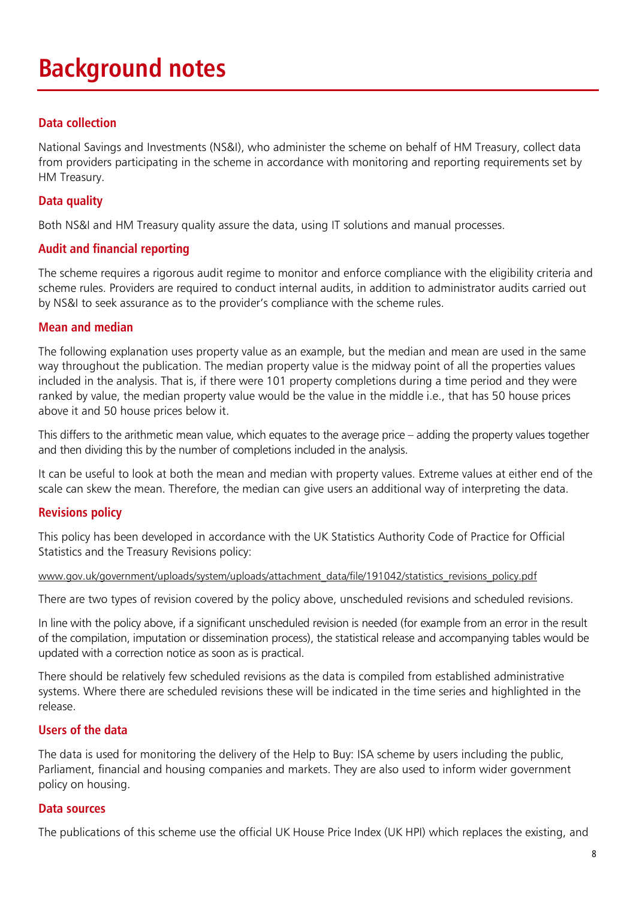# Background notes

### Data collection

National Savings and Investments (NS&I), who administer the scheme on behalf of HM Treasury, collect data from providers participating in the scheme in accordance with monitoring and reporting requirements set by HM Treasury.

### Data quality

Both NS&I and HM Treasury quality assure the data, using IT solutions and manual processes.

### Audit and financial reporting

The scheme requires a rigorous audit regime to monitor and enforce compliance with the eligibility criteria and scheme rules. Providers are required to conduct internal audits, in addition to administrator audits carried out by NS&I to seek assurance as to the provider's compliance with the scheme rules.

### Mean and median

The following explanation uses property value as an example, but the median and mean are used in the same way throughout the publication. The median property value is the midway point of all the properties values included in the analysis. That is, if there were 101 property completions during a time period and they were ranked by value, the median property value would be the value in the middle i.e., that has 50 house prices above it and 50 house prices below it.

This differs to the arithmetic mean value, which equates to the average price – adding the property values together and then dividing this by the number of completions included in the analysis.

It can be useful to look at both the mean and median with property values. Extreme values at either end of the scale can skew the mean. Therefore, the median can give users an additional way of interpreting the data.

### Revisions policy

This policy has been developed in accordance with the UK Statistics Authority Code of Practice for Official Statistics and the Treasury Revisions policy:

www.gov.uk/government/uploads/system/uploads/attachment_data/file/191042/statistics_revisions_policy.pdf

There are two types of revision covered by the policy above, unscheduled revisions and scheduled revisions.

In line with the policy above, if a significant unscheduled revision is needed (for example from an error in the result of the compilation, imputation or dissemination process), the statistical release and accompanying tables would be updated with a correction notice as soon as is practical.

There should be relatively few scheduled revisions as the data is compiled from established administrative systems. Where there are scheduled revisions these will be indicated in the time series and highlighted in the release.

### Users of the data

The data is used for monitoring the delivery of the Help to Buy: ISA scheme by users including the public, Parliament, financial and housing companies and markets. They are also used to inform wider government policy on housing.

### Data sources

The publications of this scheme use the official UK House Price Index (UK HPI) which replaces the existing, and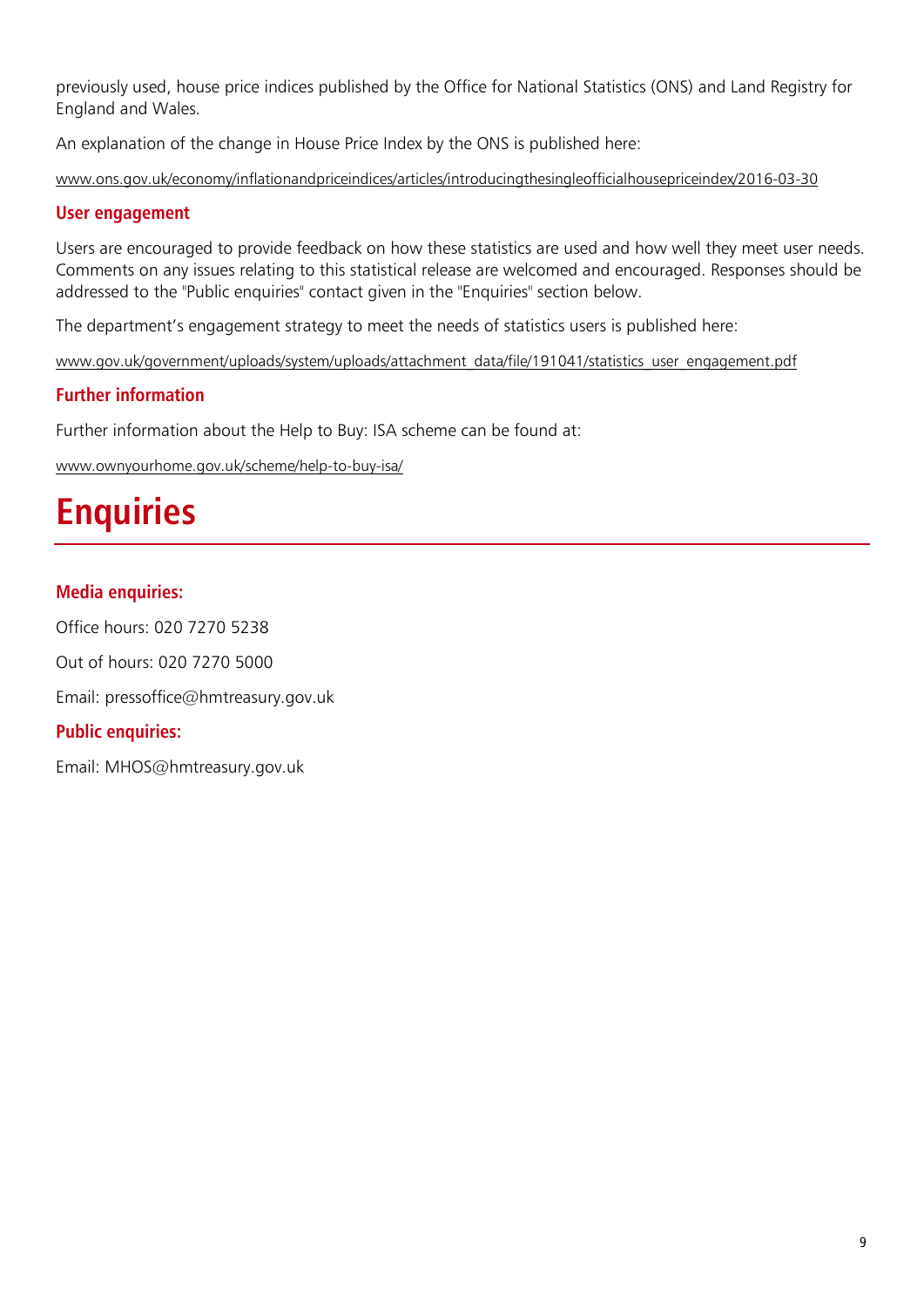previously used, house price indices published by the Office for National Statistics (ONS) and Land Registry for England and Wales.

An explanation of the change in House Price Index by the ONS is published here:

www.ons.gov.uk/economy/inflationandpriceindices/articles/introducingthesingleofficialhousepriceindex/2016-03-30

### User engagement

Users are encouraged to provide feedback on how these statistics are used and how well they meet user needs. Comments on any issues relating to this statistical release are welcomed and encouraged. Responses should be addressed to the "Public enquiries" contact given in the "Enquiries" section below.

The department's engagement strategy to meet the needs of statistics users is published here:

www.gov.uk/government/uploads/system/uploads/attachment_data/file/191041/statistics_user_engagement.pdf

### Further information

Further information about the Help to Buy: ISA scheme can be found at:

www.ownyourhome.gov.uk/scheme/help-to-buy-isa/

# Enquiries

### Media enquiries:

Office hours: 020 7270 5238

Out of hours: 020 7270 5000

Email: pressoffice@hmtreasury.gov.uk

### Public enquiries:

Email: MHOS@hmtreasury.gov.uk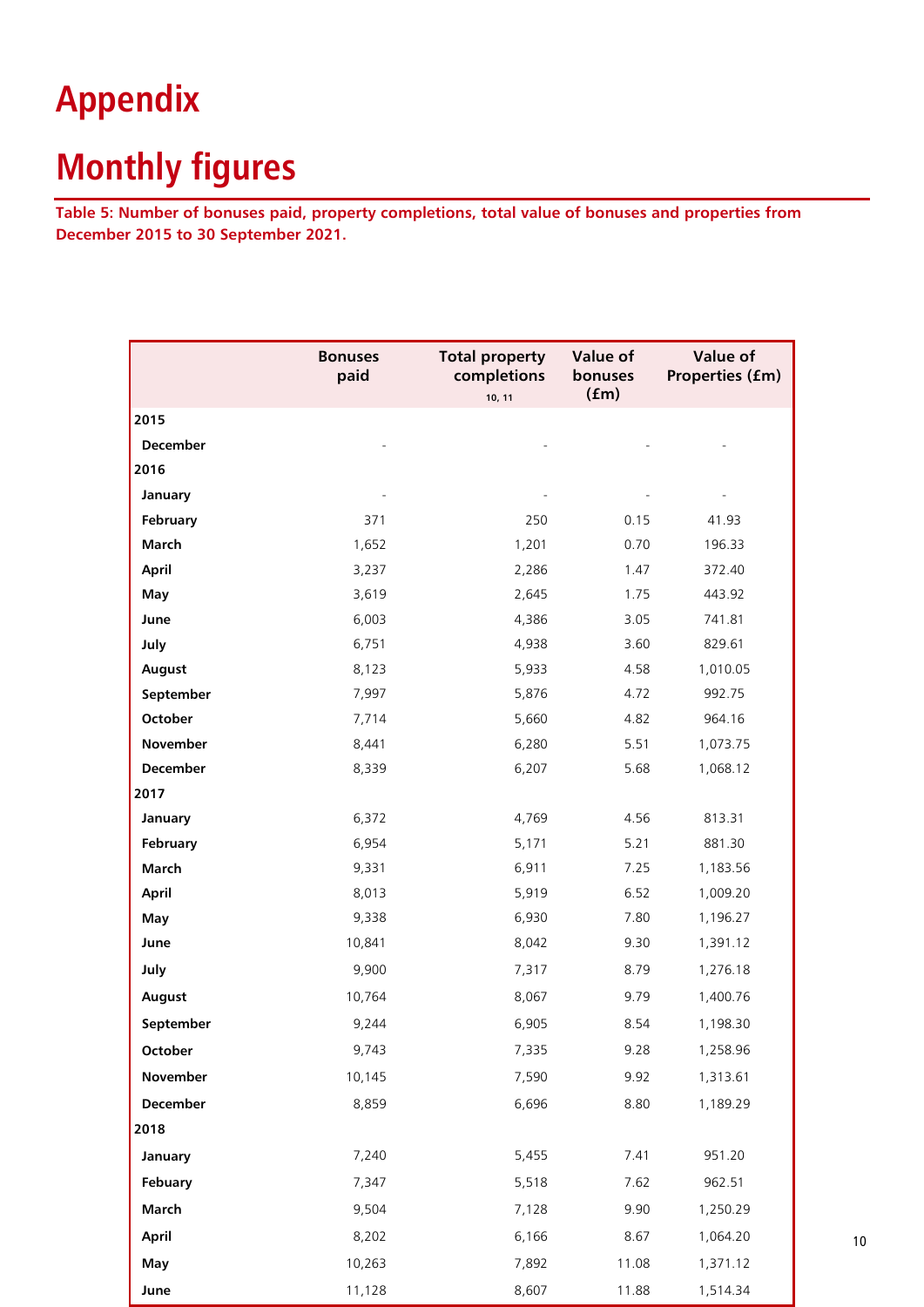# Appendix

# Monthly figures

**Table 5: Number of bonuses paid, property completions, total value of bonuses and properties from December 2015 to 30 September 2021.**

| | Bonuses paid | Total property completions [10, 11] | Value of bonuses (£m) | Value of Properties (£m) |
|---|---|---|---|---|
| **2015** | | | | |
| **December** | - | - | - | - |
| **2016** | | | | |
| **January** | - | - | - | - |
| **February** | 371 | 250 | 0.15 | 41.93 |
| **March** | 1,652 | 1,201 | 0.70 | 196.33 |
| **April** | 3,237 | 2,286 | 1.47 | 372.40 |
| **May** | 3,619 | 2,645 | 1.75 | 443.92 |
| **June** | 6,003 | 4,386 | 3.05 | 741.81 |
| **July** | 6,751 | 4,938 | 3.60 | 829.61 |
| **August** | 8,123 | 5,933 | 4.58 | 1,010.05 |
| **September** | 7,997 | 5,876 | 4.72 | 992.75 |
| **October** | 7,714 | 5,660 | 4.82 | 964.16 |
| **November** | 8,441 | 6,280 | 5.51 | 1,073.75 |
| **December** | 8,339 | 6,207 | 5.68 | 1,068.12 |
| **2017** | | | | |
| **January** | 6,372 | 4,769 | 4.56 | 813.31 |
| **February** | 6,954 | 5,171 | 5.21 | 881.30 |
| **March** | 9,331 | 6,911 | 7.25 | 1,183.56 |
| **April** | 8,013 | 5,919 | 6.52 | 1,009.20 |
| **May** | 9,338 | 6,930 | 7.80 | 1,196.27 |
| **June** | 10,841 | 8,042 | 9.30 | 1,391.12 |
| **July** | 9,900 | 7,317 | 8.79 | 1,276.18 |
| **August** | 10,764 | 8,067 | 9.79 | 1,400.76 |
| **September** | 9,244 | 6,905 | 8.54 | 1,198.30 |
| **October** | 9,743 | 7,335 | 9.28 | 1,258.96 |
| **November** | 10,145 | 7,590 | 9.92 | 1,313.61 |
| **December** | 8,859 | 6,696 | 8.80 | 1,189.29 |
| **2018** | | | | |
| **January** | 7,240 | 5,455 | 7.41 | 951.20 |
| **Febuary** | 7,347 | 5,518 | 7.62 | 962.51 |
| **March** | 9,504 | 7,128 | 9.90 | 1,250.29 |
| **April** | 8,202 | 6,166 | 8.67 | 1,064.20 |
| **May** | 10,263 | 7,892 | 11.08 | 1,371.12 |
| **June** | 11,128 | 8,607 | 11.88 | 1,514.34 |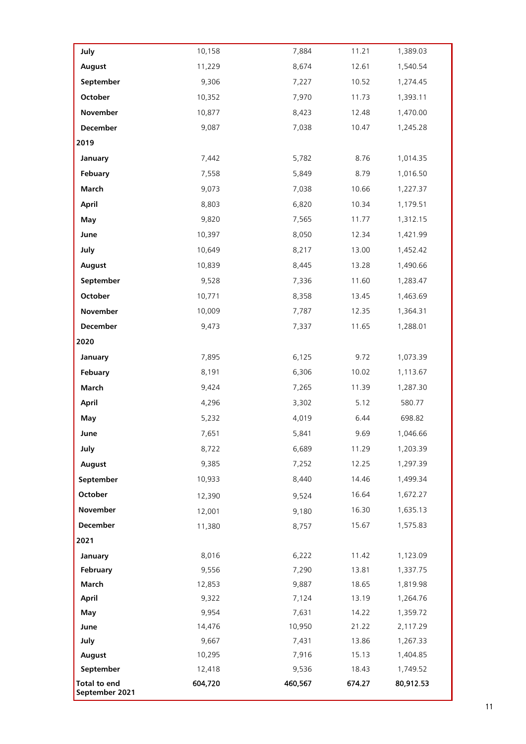| | | | | |
|---|---|---|---|---|
| **July** | 10,158 | 7,884 | 11.21 | 1,389.03 |
| **August** | 11,229 | 8,674 | 12.61 | 1,540.54 |
| **September** | 9,306 | 7,227 | 10.52 | 1,274.45 |
| **October** | 10,352 | 7,970 | 11.73 | 1,393.11 |
| **November** | 10,877 | 8,423 | 12.48 | 1,470.00 |
| **December** | 9,087 | 7,038 | 10.47 | 1,245.28 |
| **2019** | | | | |
| **January** | 7,442 | 5,782 | 8.76 | 1,014.35 |
| **Febuary** | 7,558 | 5,849 | 8.79 | 1,016.50 |
| **March** | 9,073 | 7,038 | 10.66 | 1,227.37 |
| **April** | 8,803 | 6,820 | 10.34 | 1,179.51 |
| **May** | 9,820 | 7,565 | 11.77 | 1,312.15 |
| **June** | 10,397 | 8,050 | 12.34 | 1,421.99 |
| **July** | 10,649 | 8,217 | 13.00 | 1,452.42 |
| **August** | 10,839 | 8,445 | 13.28 | 1,490.66 |
| **September** | 9,528 | 7,336 | 11.60 | 1,283.47 |
| **October** | 10,771 | 8,358 | 13.45 | 1,463.69 |
| **November** | 10,009 | 7,787 | 12.35 | 1,364.31 |
| **December** | 9,473 | 7,337 | 11.65 | 1,288.01 |
| **2020** | | | | |
| **January** | 7,895 | 6,125 | 9.72 | 1,073.39 |
| **Febuary** | 8,191 | 6,306 | 10.02 | 1,113.67 |
| **March** | 9,424 | 7,265 | 11.39 | 1,287.30 |
| **April** | 4,296 | 3,302 | 5.12 | 580.77 |
| **May** | 5,232 | 4,019 | 6.44 | 698.82 |
| **June** | 7,651 | 5,841 | 9.69 | 1,046.66 |
| **July** | 8,722 | 6,689 | 11.29 | 1,203.39 |
| **August** | 9,385 | 7,252 | 12.25 | 1,297.39 |
| **September** | 10,933 | 8,440 | 14.46 | 1,499.34 |
| **October** | 12,390 | 9,524 | 16.64 | 1,672.27 |
| **November** | 12,001 | 9,180 | 16.30 | 1,635.13 |
| **December** | 11,380 | 8,757 | 15.67 | 1,575.83 |
| **2021** | | | | |
| **January** | 8,016 | 6,222 | 11.42 | 1,123.09 |
| **February** | 9,556 | 7,290 | 13.81 | 1,337.75 |
| **March** | 12,853 | 9,887 | 18.65 | 1,819.98 |
| **April** | 9,322 | 7,124 | 13.19 | 1,264.76 |
| **May** | 9,954 | 7,631 | 14.22 | 1,359.72 |
| **June** | 14,476 | 10,950 | 21.22 | 2,117.29 |
| **July** | 9,667 | 7,431 | 13.86 | 1,267.33 |
| **August** | 10,295 | 7,916 | 15.13 | 1,404.85 |
| **September** | 12,418 | 9,536 | 18.43 | 1,749.52 |
| **Total to end September 2021** | **604,720** | **460,567** | **674.27** | **80,912.53** |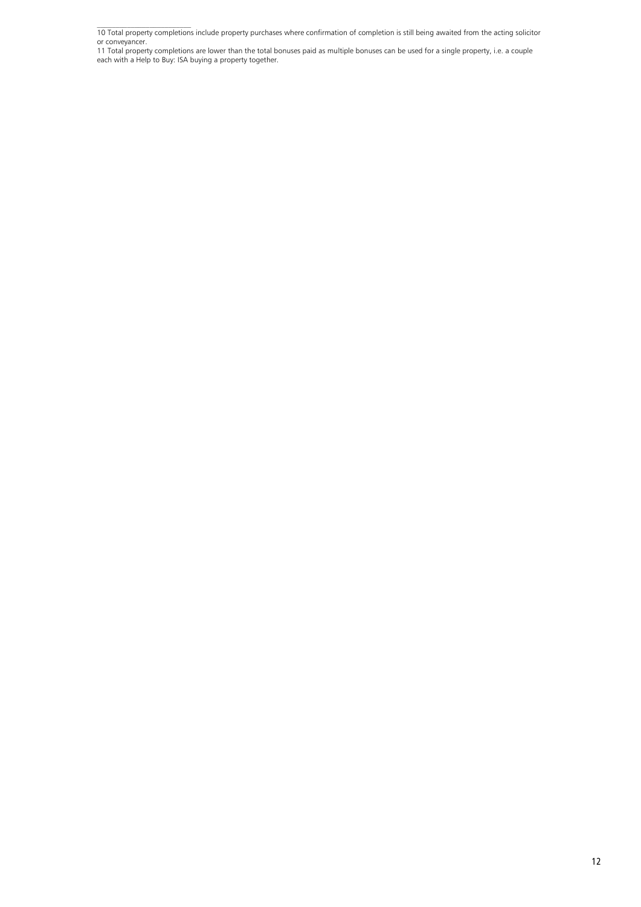10 Total property completions include property purchases where confirmation of completion is still being awaited from the acting solicitor or conveyancer.

11 Total property completions are lower than the total bonuses paid as multiple bonuses can be used for a single property, i.e. a couple each with a Help to Buy: ISA buying a property together.